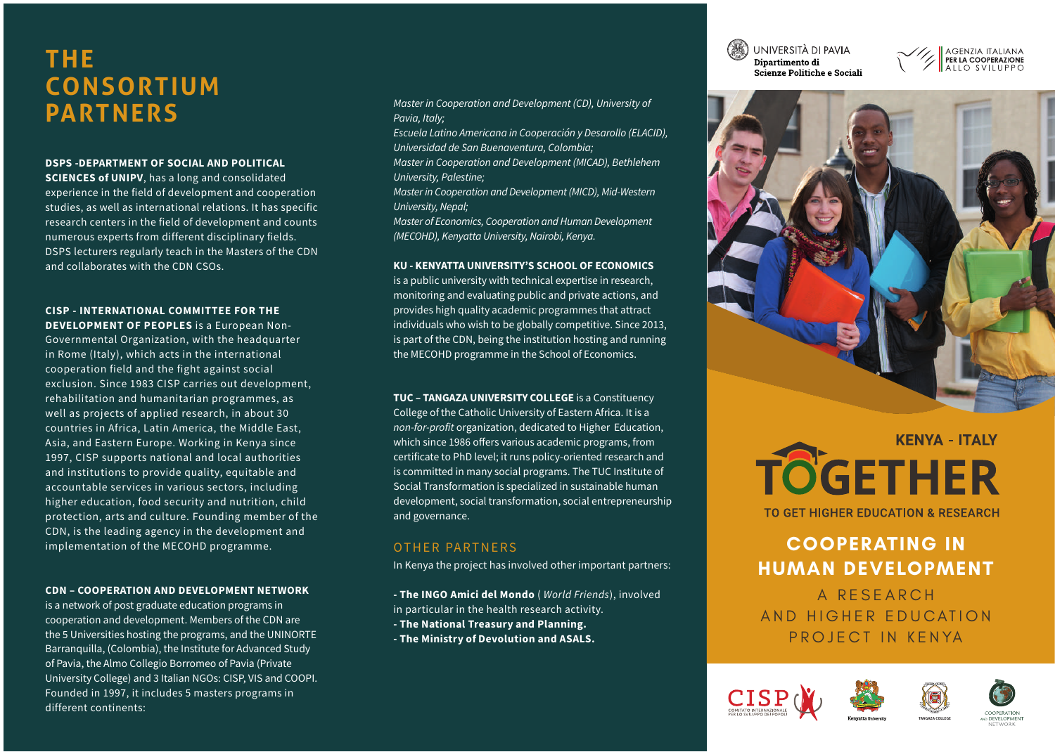# THE CONSORTIUM PARTNERS

**DSPS -DEPARTMENT OF SOCIAL AND POLITICAL SCIENCES of UNIPV**, has a long and consolidated experience in the field of development and cooperation studies, as well as international relations. It has specific research centers in the field of development and counts numerous experts from different disciplinary fields. DSPS lecturers regularly teach in the Masters of the CDN and collaborates with the CDN CSOs.

**CISP - INTERNATIONAL COMMITTEE FOR THE DEVELOPMENT OF PEOPLES** is a European Non-Governmental Organization, with the headquarter in Rome (Italy), which acts in the international cooperation field and the fight against social exclusion. Since 1983 CISP carries out development, rehabilitation and humanitarian programmes, as well as projects of applied research, in about 30 countries in Africa, Latin America, the Middle East, Asia, and Eastern Europe. Working in Kenya since 1997, CISP supports national and local authorities and institutions to provide quality, equitable and accountable services in various sectors, including higher education, food security and nutrition, child protection, arts and culture. Founding member of the CDN, is the leading agency in the development and implementation of the MECOHD programme.

**CDN – COOPERATION AND DEVELOPMENT NETWORK** is a network of post graduate education programs in cooperation and development. Members of the CDN are the 5 Universities hosting the programs, and the UNINORTE Barranquilla, (Colombia), the Institute for Advanced Study of Pavia, the Almo Collegio Borromeo of Pavia (Private University College) and 3 Italian NGOs: CISP, VIS and COOPI. Founded in 1997, it includes 5 masters programs in different continents:

*Master in Cooperation and Development (CD), University of Pavia, Italy;*
*Escuela Latino Americana in Cooperación y Desarollo (ELACID), Universidad de San Buenaventura, Colombia;*
*Master in Cooperation and Development (MICAD), Bethlehem University, Palestine;*
*Master in Cooperation and Development (MICD), Mid-Western University, Nepal;*
*Master of Economics, Cooperation and Human Development (MECOHD), Kenyatta University, Nairobi, Kenya.*

**KU - KENYATTA UNIVERSITY'S SCHOOL OF ECONOMICS** is a public university with technical expertise in research, monitoring and evaluating public and private actions, and provides high quality academic programmes that attract individuals who wish to be globally competitive. Since 2013, is part of the CDN, being the institution hosting and running the MECOHD programme in the School of Economics.

**TUC – TANGAZA UNIVERSITY COLLEGE** is a Constituency College of the Catholic University of Eastern Africa. It is a *non-for-profit* organization, dedicated to Higher Education, which since 1986 offers various academic programs, from certificate to PhD level; it runs policy-oriented research and is committed in many social programs. The TUC Institute of Social Transformation is specialized in sustainable human development, social transformation, social entrepreneurship and governance.

## OTHER PARTNERS

In Kenya the project has involved other important partners:

- **The INGO Amici del Mondo** ( *World Friends*), involved in particular in the health research activity.
- **The National Treasury and Planning.**
- **The Ministry of Devolution and ASALS.**

UNIVERSITÀ DI PAVIA
**Dipartimento di Scienze Politiche e Sociali**

AGENZIA ITALIANA PER LA COOPERAZIONE ALLO SVILUPPO

KENYA - ITALY

# TOGETHER

TO GET HIGHER EDUCATION & RESEARCH

## COOPERATING IN HUMAN DEVELOPMENT

A RESEARCH AND HIGHER EDUCATION PROJECT IN KENYA

CISP COMITATO INTERNAZIONALE PER LO SVILUPPO DEI POPOLI

Kenyatta University

TANGAZA COLLEGE

COOPERATION AND DEVELOPMENT NETWORK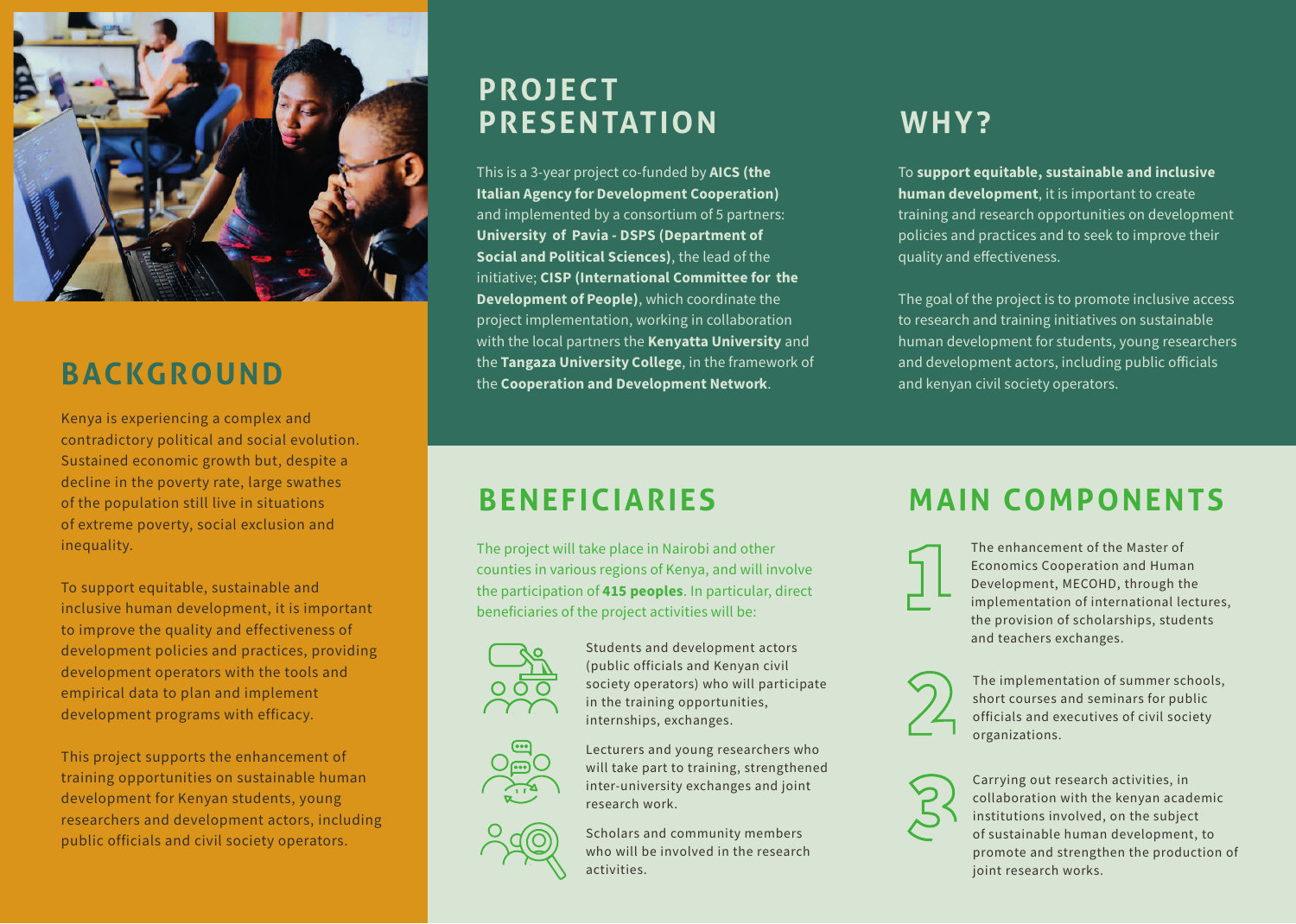## BACKGROUND

Kenya is experiencing a complex and contradictory political and social evolution. Sustained economic growth but, despite a decline in the poverty rate, large swathes of the population still live in situations of extreme poverty, social exclusion and inequality.

To support equitable, sustainable and inclusive human development, it is important to improve the quality and effectiveness of development policies and practices, providing development operators with the tools and empirical data to plan and implement development programs with efficacy.

This project supports the enhancement of training opportunities on sustainable human development for Kenyan students, young researchers and development actors, including public officials and civil society operators.

## PROJECT PRESENTATION

This is a 3-year project co-funded by **AICS (the Italian Agency for Development Cooperation)** and implemented by a consortium of 5 partners: **University of Pavia - DSPS (Department of Social and Political Sciences)**, the lead of the initiative; **CISP (International Committee for the Development of People)**, which coordinate the project implementation, working in collaboration with the local partners the **Kenyatta University** and the **Tangaza University College**, in the framework of the **Cooperation and Development Network**.

## WHY?

To **support equitable, sustainable and inclusive human development**, it is important to create training and research opportunities on development policies and practices and to seek to improve their quality and effectiveness.

The goal of the project is to promote inclusive access to research and training initiatives on sustainable human development for students, young researchers and development actors, including public officials and kenyan civil society operators.

## BENEFICIARIES

The project will take place in Nairobi and other counties in various regions of Kenya, and will involve the participation of **415 peoples**. In particular, direct beneficiaries of the project activities will be:

- Students and development actors (public officials and Kenyan civil society operators) who will participate in the training opportunities, internships, exchanges.
- Lecturers and young researchers who will take part to training, strengthened inter-university exchanges and joint research work.
- Scholars and community members who will be involved in the research activities.

## MAIN COMPONENTS

1. The enhancement of the Master of Economics Cooperation and Human Development, MECOHD, through the implementation of international lectures, the provision of scholarships, students and teachers exchanges.
2. The implementation of summer schools, short courses and seminars for public officials and executives of civil society organizations.
3. Carrying out research activities, in collaboration with the kenyan academic institutions involved, on the subject of sustainable human development, to promote and strengthen the production of joint research works.